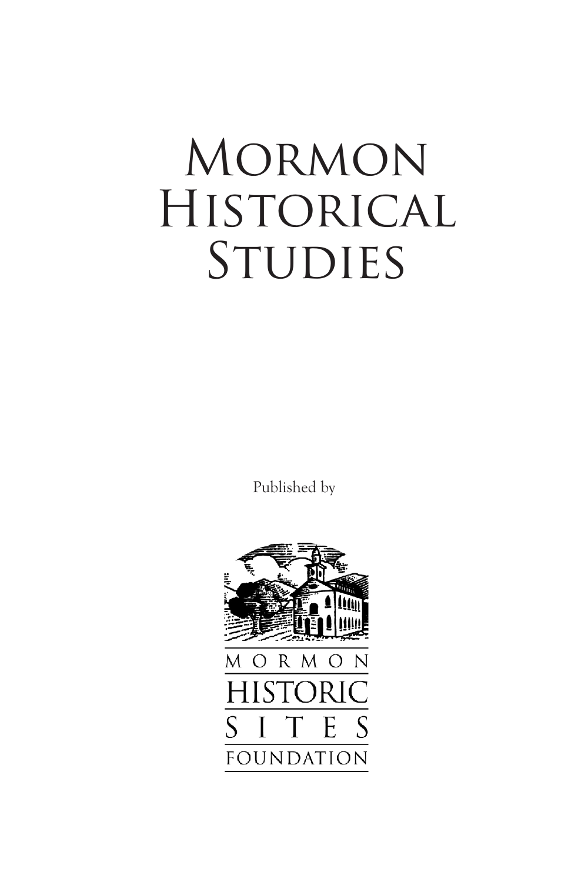# Mormon Historical Studies

Published by

MORMON
HISTORIC
SITES
FOUNDATION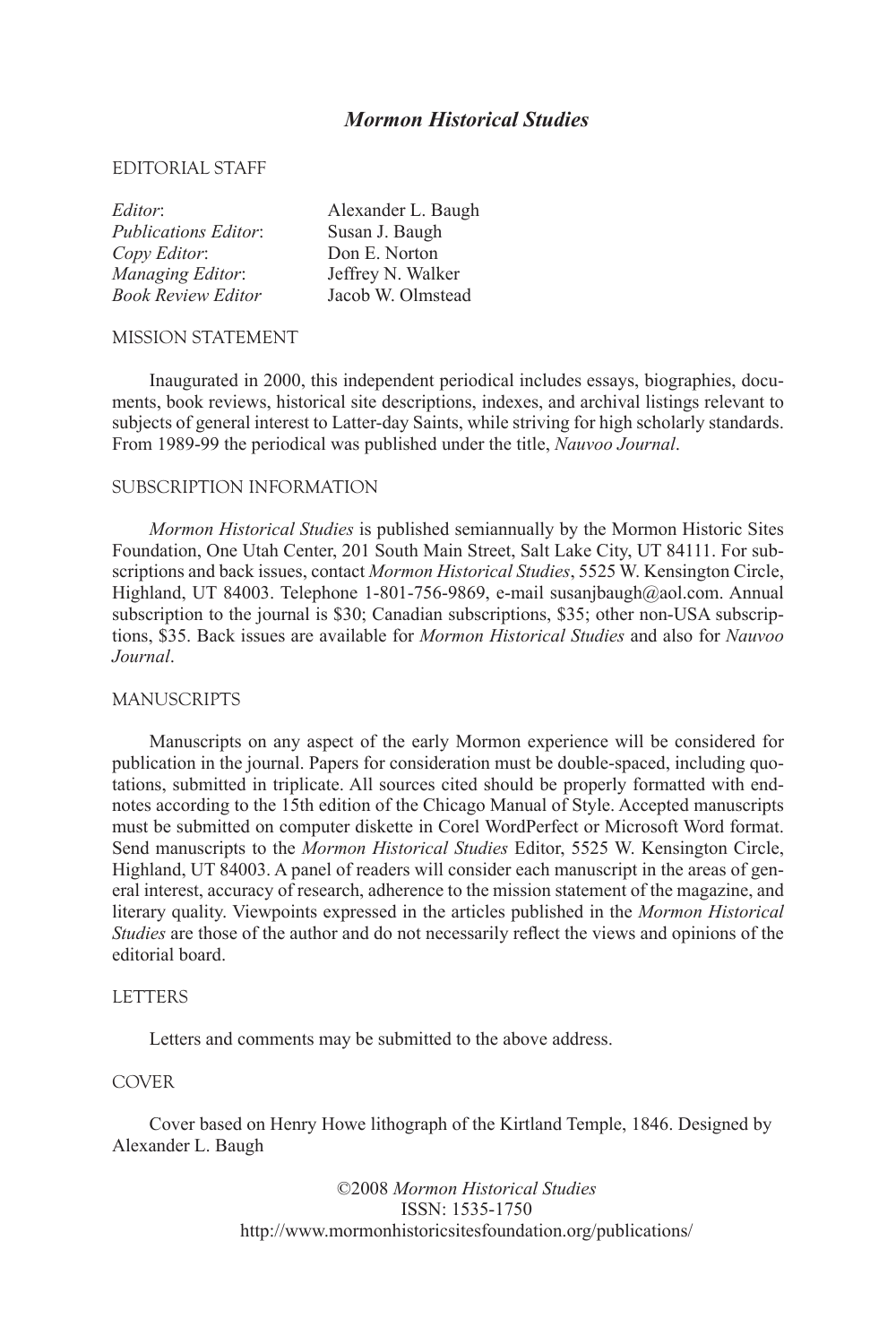# *Mormon Historical Studies*

## EDITORIAL STAFF

| | |
|---|---|
| *Editor*: | Alexander L. Baugh |
| *Publications Editor*: | Susan J. Baugh |
| *Copy Editor*: | Don E. Norton |
| *Managing Editor*: | Jeffrey N. Walker |
| *Book Review Editor* | Jacob W. Olmstead |

## MISSION STATEMENT

Inaugurated in 2000, this independent periodical includes essays, biographies, documents, book reviews, historical site descriptions, indexes, and archival listings relevant to subjects of general interest to Latter-day Saints, while striving for high scholarly standards. From 1989-99 the periodical was published under the title, *Nauvoo Journal*.

## SUBSCRIPTION INFORMATION

*Mormon Historical Studies* is published semiannually by the Mormon Historic Sites Foundation, One Utah Center, 201 South Main Street, Salt Lake City, UT 84111. For subscriptions and back issues, contact *Mormon Historical Studies*, 5525 W. Kensington Circle, Highland, UT 84003. Telephone 1-801-756-9869, e-mail susanjbaugh@aol.com. Annual subscription to the journal is $30; Canadian subscriptions, $35; other non-USA subscriptions, $35. Back issues are available for *Mormon Historical Studies* and also for *Nauvoo Journal*.

## MANUSCRIPTS

Manuscripts on any aspect of the early Mormon experience will be considered for publication in the journal. Papers for consideration must be double-spaced, including quotations, submitted in triplicate. All sources cited should be properly formatted with endnotes according to the 15th edition of the Chicago Manual of Style. Accepted manuscripts must be submitted on computer diskette in Corel WordPerfect or Microsoft Word format. Send manuscripts to the *Mormon Historical Studies* Editor, 5525 W. Kensington Circle, Highland, UT 84003. A panel of readers will consider each manuscript in the areas of general interest, accuracy of research, adherence to the mission statement of the magazine, and literary quality. Viewpoints expressed in the articles published in the *Mormon Historical Studies* are those of the author and do not necessarily reflect the views and opinions of the editorial board.

## LETTERS

Letters and comments may be submitted to the above address.

## COVER

Cover based on Henry Howe lithograph of the Kirtland Temple, 1846. Designed by Alexander L. Baugh

©2008 *Mormon Historical Studies*
ISSN: 1535-1750
http://www.mormonhistoricsitesfoundation.org/publications/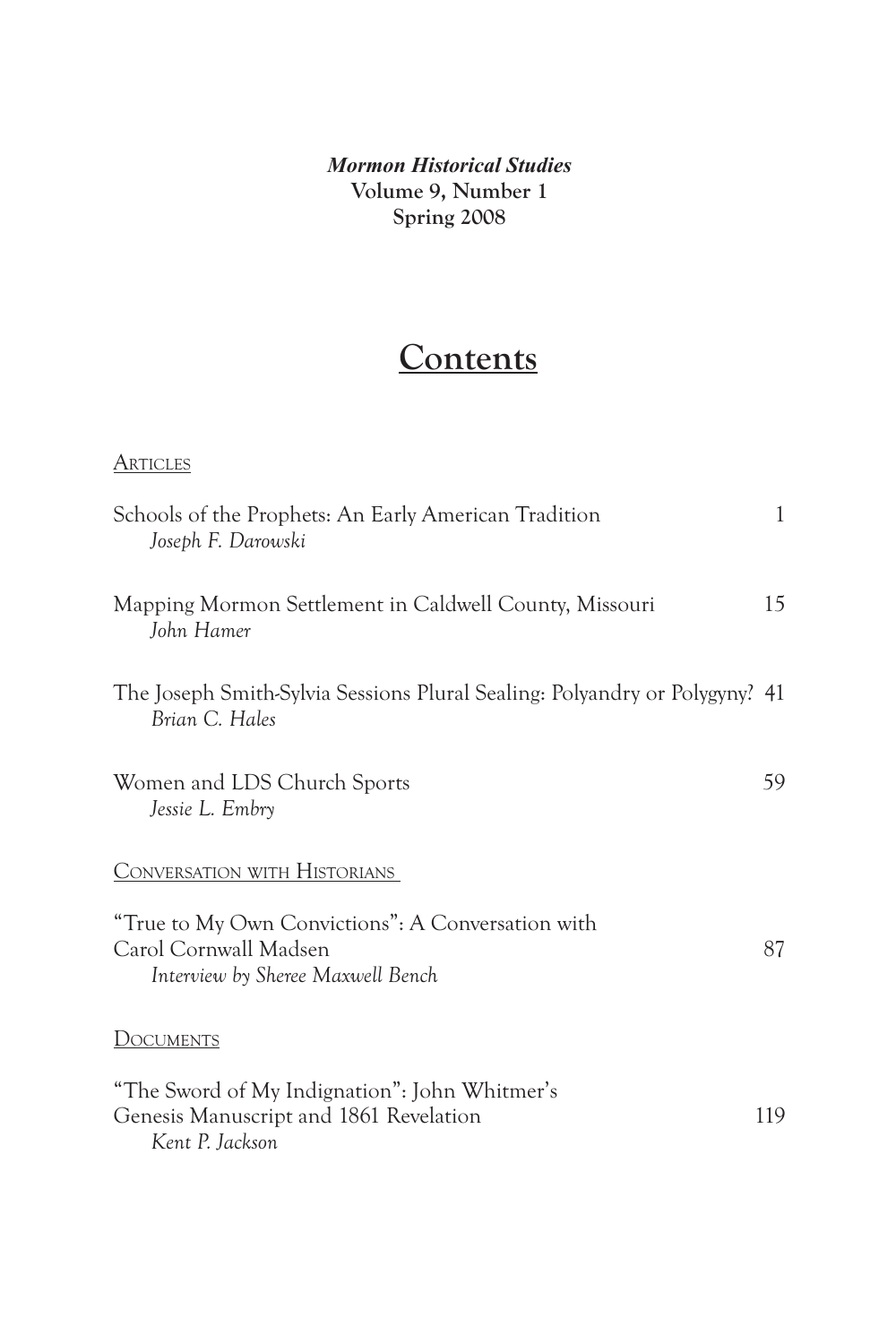***Mormon Historical Studies***
**Volume 9, Number 1**
**Spring 2008**

# Contents

ARTICLES

Schools of the Prophets: An Early American Tradition 1
*Joseph F. Darowski*

Mapping Mormon Settlement in Caldwell County, Missouri 15
*John Hamer*

The Joseph Smith-Sylvia Sessions Plural Sealing: Polyandry or Polygyny? 41
*Brian C. Hales*

Women and LDS Church Sports 59
*Jessie L. Embry*

CONVERSATION WITH HISTORIANS

"True to My Own Convictions": A Conversation with Carol Cornwall Madsen 87
*Interview by Sheree Maxwell Bench*

DOCUMENTS

"The Sword of My Indignation": John Whitmer's Genesis Manuscript and 1861 Revelation 119
*Kent P. Jackson*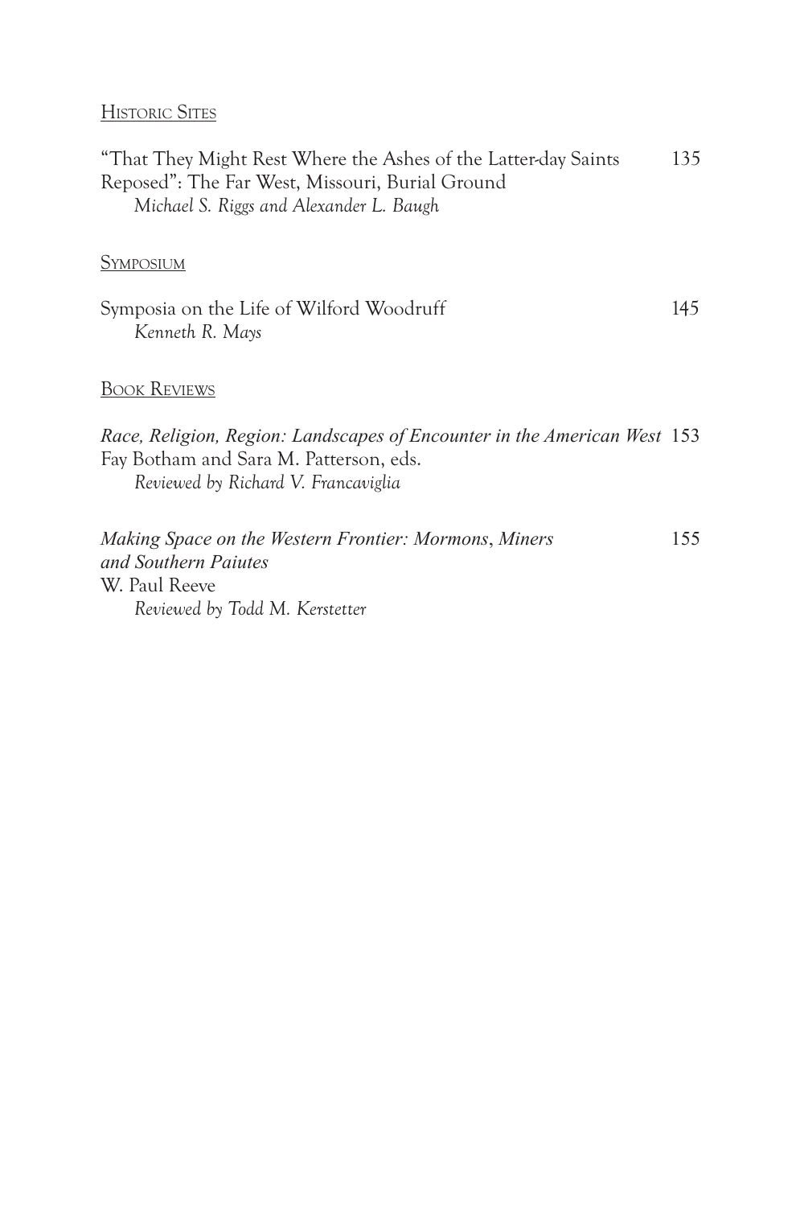<u>Historic Sites</u>

"That They Might Rest Where the Ashes of the Latter-day Saints Reposed": The Far West, Missouri, Burial Ground 135
*Michael S. Riggs and Alexander L. Baugh*

<u>Symposium</u>

Symposia on the Life of Wilford Woodruff 145
*Kenneth R. Mays*

<u>Book Reviews</u>

*Race, Religion, Region: Landscapes of Encounter in the American West* 153
Fay Botham and Sara M. Patterson, eds.
*Reviewed by Richard V. Francaviglia*

*Making Space on the Western Frontier: Mormons, Miners and Southern Paiutes* 155
W. Paul Reeve
*Reviewed by Todd M. Kerstetter*